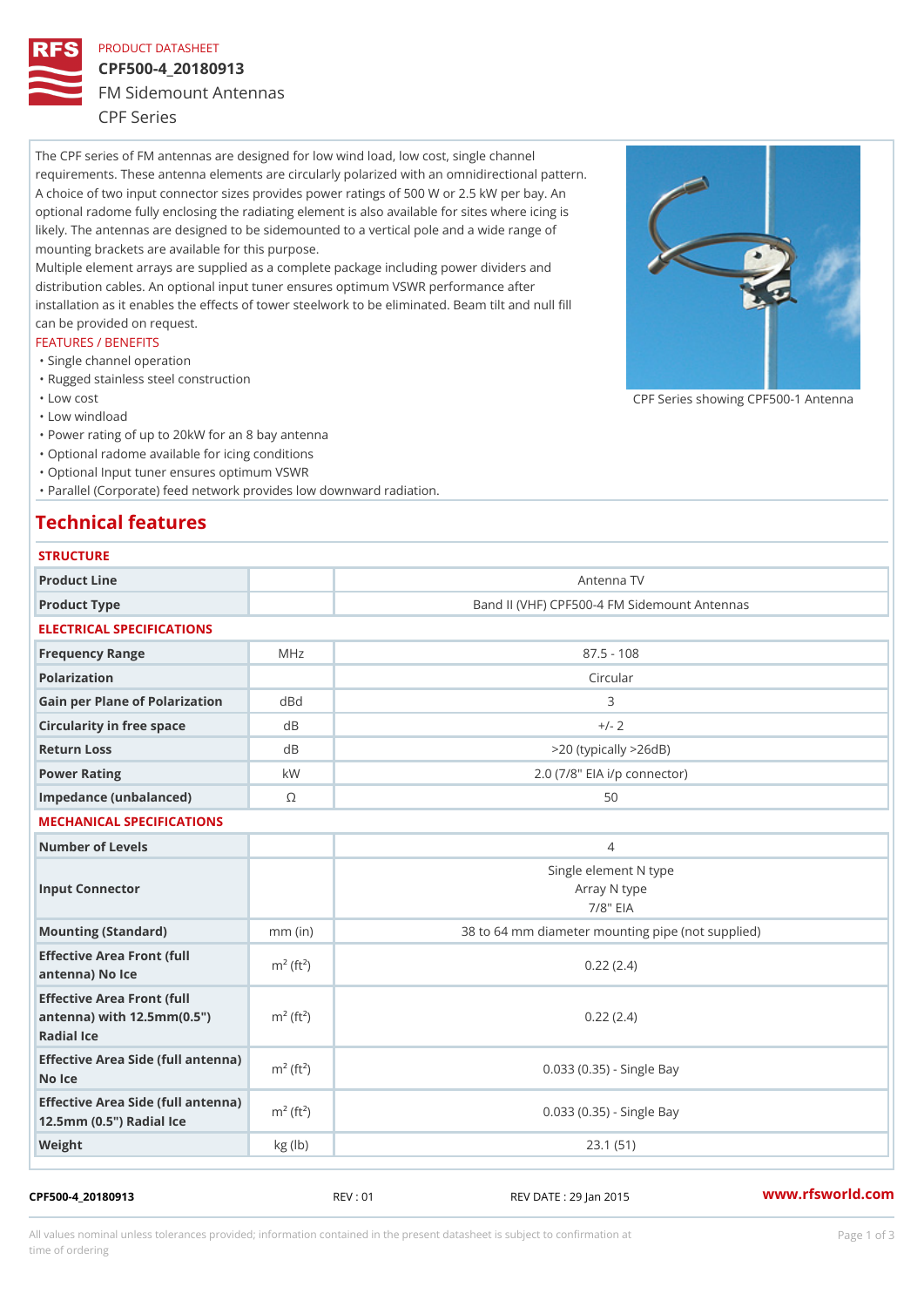PRODUCT DATASHEET

# CPF500-4_20180913

## FM Sidemount Antennas

CPF Series

The CPF series of FM antennas are designed for low wind load, low cost, single channel requirements. These antenna elements are circularly polarized with an omnidirectional pattern. A choice of two input connector sizes provides power ratings of 500 W or 2.5 kW per bay. An optional radome fully enclosing the radiating element is also available for sites where icing is likely. The antennas are designed to be sidemounted to a vertical pole and a wide range of mounting brackets are available for this purpose.

Multiple element arrays are supplied as a complete package including power dividers and distribution cables. An optional input tuner ensures optimum VSWR performance after installation as it enables the effects of tower steelwork to be eliminated. Beam tilt and null fill can be provided on request.

CPF Series showing CPF500-1 Antenna

FEATURES / BENEFITS

- Single channel operation
- Rugged stainless steel construction
- Low cost
- Low windload
- Power rating of up to 20kW for an 8 bay antenna
- Optional radome available for icing conditions
- Optional Input tuner ensures optimum VSWR
- Parallel (Corporate) feed network provides low downward radiation.

## Technical features

### STRUCTURE

| | | |
|---|---|---|
| Product Line | | Antenna TV |
| Product Type | | Band II (VHF) CPF500-4 FM Sidemount Antennas |

### ELECTRICAL SPECIFICATIONS

| | | |
|---|---|---|
| Frequency Range | MHz | 87.5 - 108 |
| Polarization | | Circular |
| Gain per Plane of Polarization | dBd | 3 |
| Circularity in free space | dB | +/- 2 |
| Return Loss | dB | >20 (typically >26dB) |
| Power Rating | kW | 2.0 (7/8" EIA i/p connector) |
| Impedance (unbalanced) | Ω | 50 |

### MECHANICAL SPECIFICATIONS

| | | |
|---|---|---|
| Number of Levels | | 4 |
| Input Connector | | Single element N type<br>Array N type<br>7/8" EIA |
| Mounting (Standard) | mm (in) | 38 to 64 mm diameter mounting pipe (not supplied) |
| Effective Area Front (full antenna) No Ice | $m^2$ ($ft^2$) | 0.22 (2.4) |
| Effective Area Front (full antenna) with 12.5mm(0.5") Radial Ice | $m^2$ ($ft^2$) | 0.22 (2.4) |
| Effective Area Side (full antenna) No Ice | $m^2$ ($ft^2$) | 0.033 (0.35) - Single Bay |
| Effective Area Side (full antenna) 12.5mm (0.5") Radial Ice | $m^2$ ($ft^2$) | 0.033 (0.35) - Single Bay |
| Weight | kg (lb) | 23.1 (51) |

CPF500-4_20180913 REV : 01 REV DATE : 29 Jan 2015 www.rfsworld.com

All values nominal unless tolerances provided; information contained in the present datasheet is subject to confirmation at time of ordering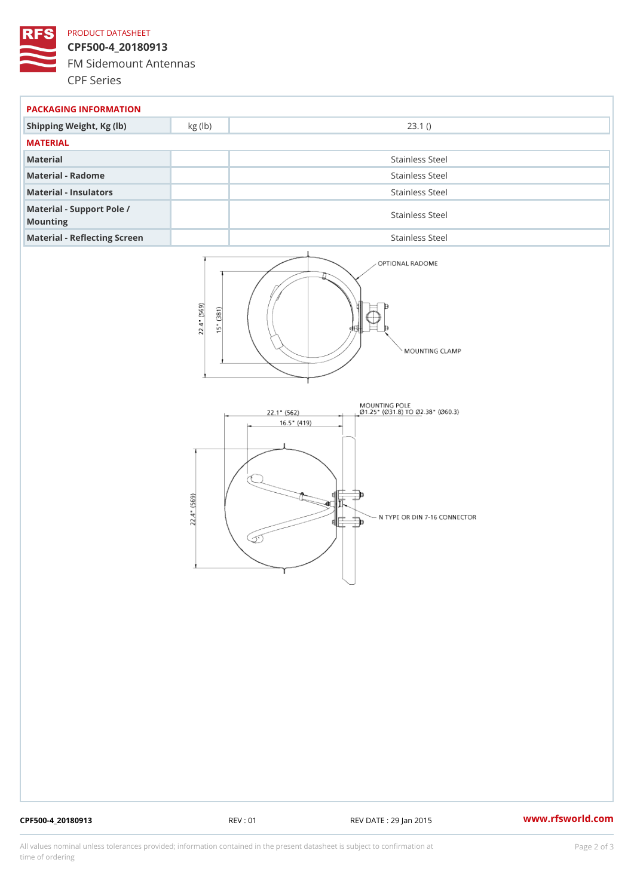PRODUCT DATASHEET

# CPF500-4_20180913

FM Sidemount Antennas

CPF Series

## PACKAGING INFORMATION

| | | |
|---|---|---|
| Shipping Weight, Kg (lb) | kg (lb) | 23.1 () |

## MATERIAL

| | | |
|---|---|---|
| Material | | Stainless Steel |
| Material - Radome | | Stainless Steel |
| Material - Insulators | | Stainless Steel |
| Material - Support Pole / Mounting | | Stainless Steel |
| Material - Reflecting Screen | | Stainless Steel |

OPTIONAL RADOME

MOUNTING CLAMP

22.4" (569)

15" (381)

MOUNTING POLE
Ø1.25" (Ø31.8) TO Ø2.38" (Ø60.3)

22.1" (562)

16.5" (419)

22.4" (569)

N TYPE OR DIN 7-16 CONNECTOR

CPF500-4_20180913 REV : 01 REV DATE : 29 Jan 2015 www.rfsworld.com

All values nominal unless tolerances provided; information contained in the present datasheet is subject to confirmation at time of ordering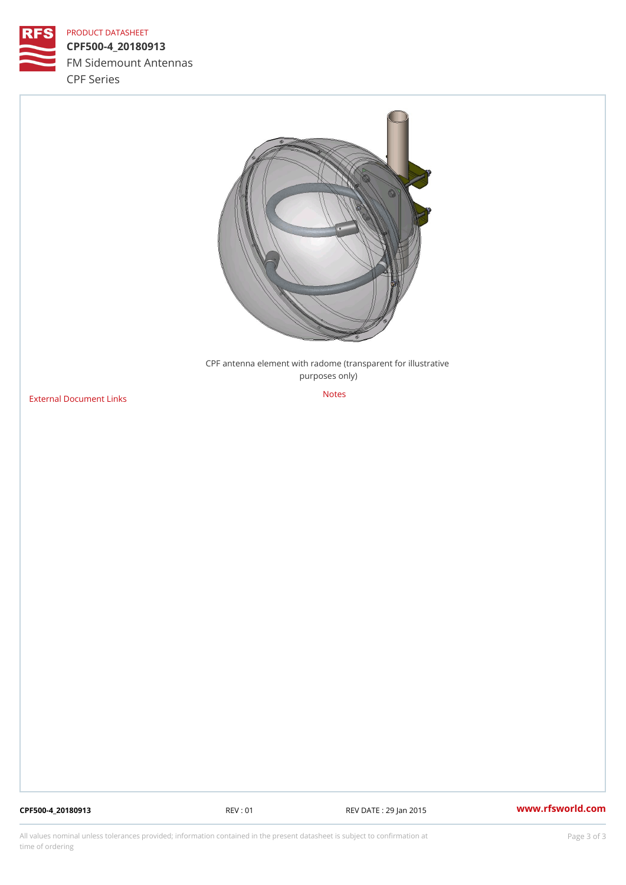PRODUCT DATASHEET

# CPF500-4_20180913

FM Sidemount Antennas

CPF Series

CPF antenna element with radome (transparent for illustrative purposes only)

External Document Links

Notes